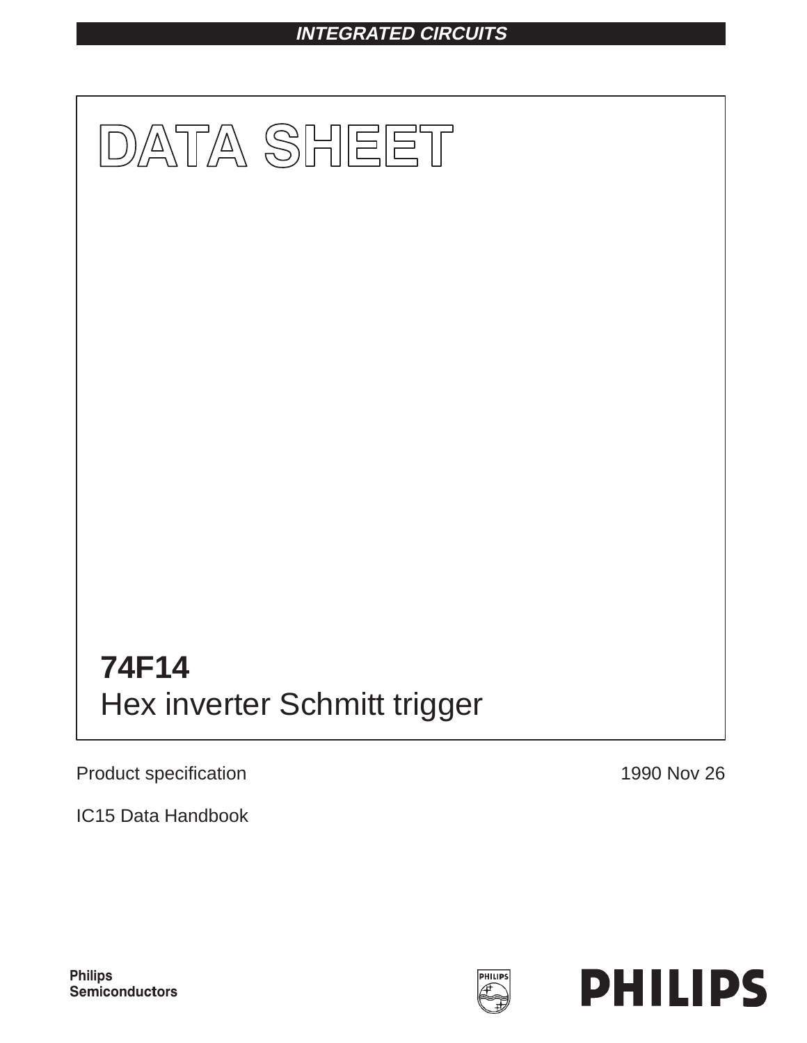INTEGRATED CIRCUITS

# DATA SHEET

## 74F14
Hex inverter Schmitt trigger

Product specification

1990 Nov 26

IC15 Data Handbook

Philips Semiconductors

PHILIPS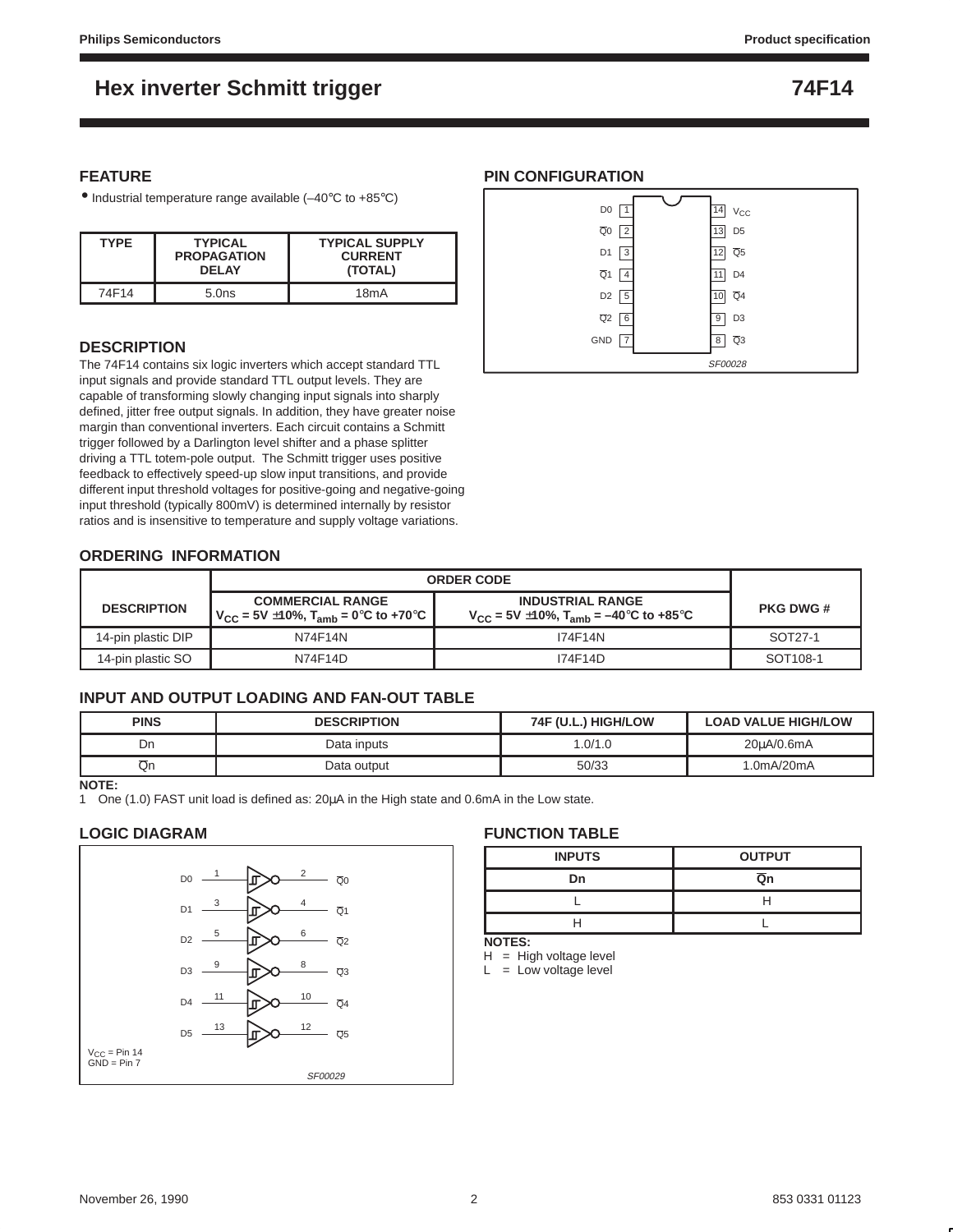# Hex inverter Schmitt trigger — 74F14

## FEATURE

- Industrial temperature range available (–40°C to +85°C)

| TYPE | TYPICAL PROPAGATION DELAY | TYPICAL SUPPLY CURRENT (TOTAL) |
|---|---|---|
| 74F14 | 5.0ns | 18mA |

## DESCRIPTION

The 74F14 contains six logic inverters which accept standard TTL input signals and provide standard TTL output levels. They are capable of transforming slowly changing input signals into sharply defined, jitter free output signals. In addition, they have greater noise margin than conventional inverters. Each circuit contains a Schmitt trigger followed by a Darlington level shifter and a phase splitter driving a TTL totem-pole output. The Schmitt trigger uses positive feedback to effectively speed-up slow input transitions, and provide different input threshold voltages for positive-going and negative-going input threshold (typically 800mV) is determined internally by resistor ratios and is insensitive to temperature and supply voltage variations.

## PIN CONFIGURATION

| Pin | Name | Pin | Name |
|---|---|---|---|
| 1 | D0 | 14 | $V_{CC}$ |
| 2 | $\overline{Q}0$ | 13 | D5 |
| 3 | D1 | 12 | $\overline{Q}5$ |
| 4 | $\overline{Q}1$ | 11 | D4 |
| 5 | D2 | 10 | $\overline{Q}4$ |
| 6 | $\overline{Q}2$ | 9 | D3 |
| 7 | GND | 8 | $\overline{Q}3$ |

SF00028

## ORDERING INFORMATION

| DESCRIPTION | ORDER CODE | | PKG DWG # |
|---|---|---|---|
| | COMMERCIAL RANGE $V_{CC}$ = 5V ±10%, $T_{amb}$ = 0°C to +70°C | INDUSTRIAL RANGE $V_{CC}$ = 5V ±10%, $T_{amb}$ = –40°C to +85°C | |
| 14-pin plastic DIP | N74F14N | I74F14N | SOT27-1 |
| 14-pin plastic SO | N74F14D | I74F14D | SOT108-1 |

## INPUT AND OUTPUT LOADING AND FAN-OUT TABLE

| PINS | DESCRIPTION | 74F (U.L.) HIGH/LOW | LOAD VALUE HIGH/LOW |
|---|---|---|---|
| Dn | Data inputs | 1.0/1.0 | 20µA/0.6mA |
| $\overline{Q}$n | Data output | 50/33 | 1.0mA/20mA |

**NOTE:**
1 One (1.0) FAST unit load is defined as: 20µA in the High state and 0.6mA in the Low state.

## LOGIC DIAGRAM

| Input | Pin | Output | Pin |
|---|---|---|---|
| D0 | 1 | $\overline{Q}0$ | 2 |
| D1 | 3 | $\overline{Q}1$ | 4 |
| D2 | 5 | $\overline{Q}2$ | 6 |
| D3 | 9 | $\overline{Q}3$ | 8 |
| D4 | 11 | $\overline{Q}4$ | 10 |
| D5 | 13 | $\overline{Q}5$ | 12 |

$V_{CC}$ = Pin 14
GND = Pin 7

SF00029

## FUNCTION TABLE

| INPUTS | OUTPUT |
|---|---|
| Dn | $\overline{Q}$n |
| L | H |
| H | L |

**NOTES:**
H = High voltage level
L = Low voltage level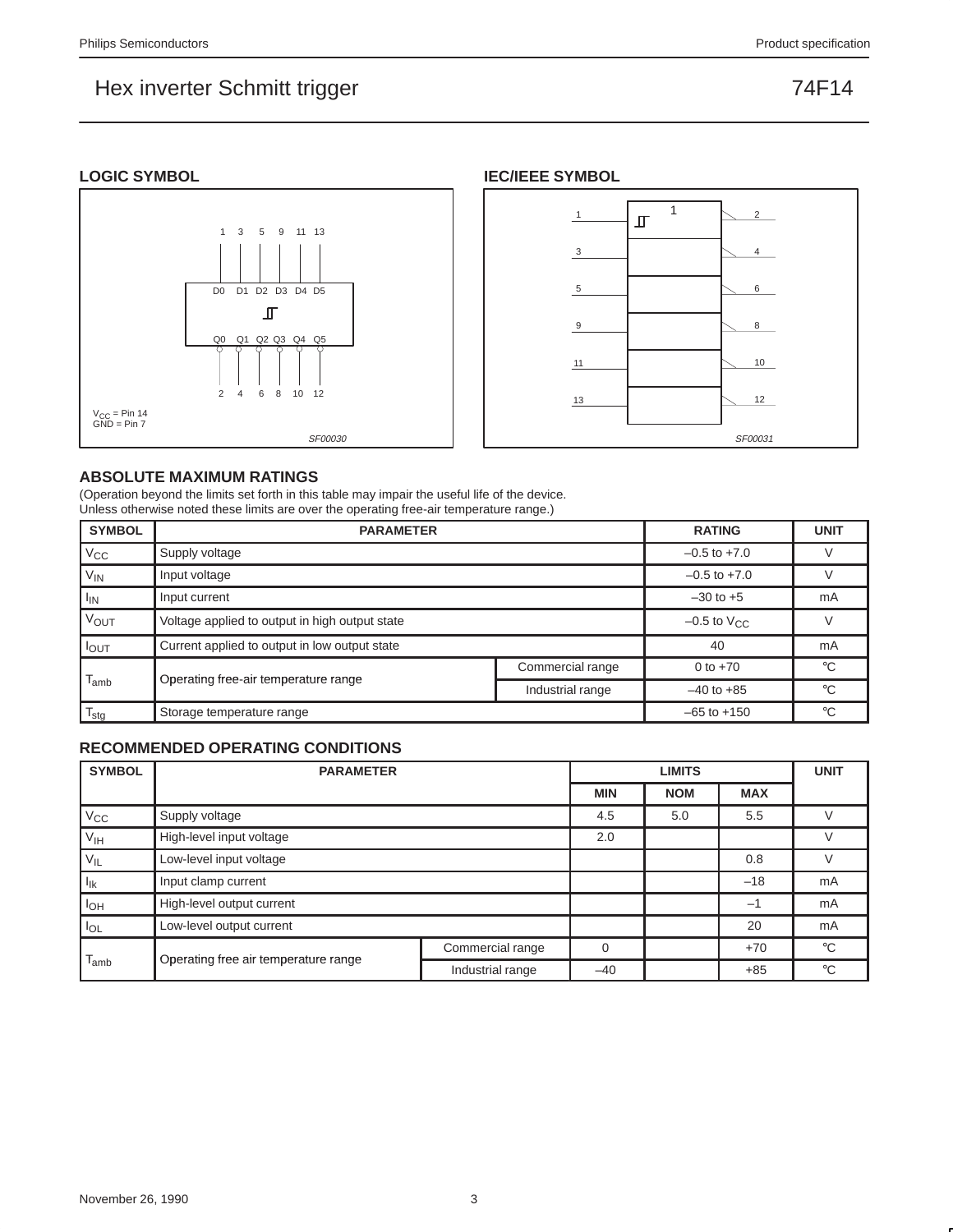## LOGIC SYMBOL

1 3 5 9 11 13

D0 D1 D2 D3 D4 D5

Q0 Q1 Q2 Q3 Q4 Q5

2 4 6 8 10 12

$V_{CC}$ = Pin 14
GND = Pin 7

SF00030

## IEC/IEEE SYMBOL

1 → 2, 3 → 4, 5 → 6, 9 → 8, 11 → 10, 13 → 12

SF00031

## ABSOLUTE MAXIMUM RATINGS

(Operation beyond the limits set forth in this table may impair the useful life of the device.
Unless otherwise noted these limits are over the operating free-air temperature range.)

| SYMBOL | PARAMETER | | RATING | UNIT |
|---|---|---|---|---|
| $V_{CC}$ | Supply voltage | | –0.5 to +7.0 | V |
| $V_{IN}$ | Input voltage | | –0.5 to +7.0 | V |
| $I_{IN}$ | Input current | | –30 to +5 | mA |
| $V_{OUT}$ | Voltage applied to output in high output state | | –0.5 to $V_{CC}$ | V |
| $I_{OUT}$ | Current applied to output in low output state | | 40 | mA |
| $T_{amb}$ | Operating free-air temperature range | Commercial range | 0 to +70 | °C |
| | | Industrial range | –40 to +85 | °C |
| $T_{stg}$ | Storage temperature range | | –65 to +150 | °C |

## RECOMMENDED OPERATING CONDITIONS

| SYMBOL | PARAMETER | | LIMITS | | | UNIT |
|---|---|---|---|---|---|---|
| | | | MIN | NOM | MAX | |
| $V_{CC}$ | Supply voltage | | 4.5 | 5.0 | 5.5 | V |
| $V_{IH}$ | High-level input voltage | | 2.0 | | | V |
| $V_{IL}$ | Low-level input voltage | | | | 0.8 | V |
| $I_{Ik}$ | Input clamp current | | | | –18 | mA |
| $I_{OH}$ | High-level output current | | | | –1 | mA |
| $I_{OL}$ | Low-level output current | | | | 20 | mA |
| $T_{amb}$ | Operating free air temperature range | Commercial range | 0 | | +70 | °C |
| | | Industrial range | –40 | | +85 | °C |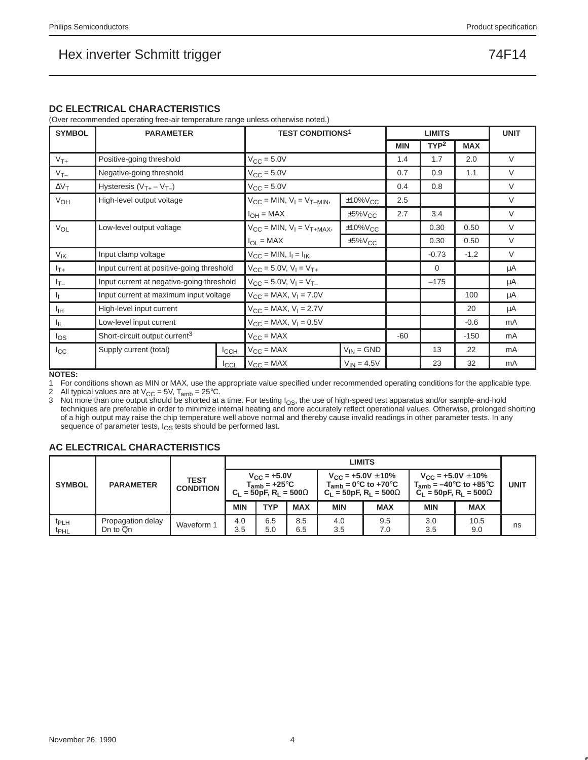# Hex inverter Schmitt trigger — 74F14

## DC ELECTRICAL CHARACTERISTICS

(Over recommended operating free-air temperature range unless otherwise noted.)

| SYMBOL | PARAMETER | | TEST CONDITIONS[1] | | LIMITS MIN | LIMITS TYP[2] | LIMITS MAX | UNIT |
|---|---|---|---|---|---|---|---|---|
| $V_{T+}$ | Positive-going threshold | | $V_{CC}$ = 5.0V | | 1.4 | 1.7 | 2.0 | V |
| $V_{T-}$ | Negative-going threshold | | $V_{CC}$ = 5.0V | | 0.7 | 0.9 | 1.1 | V |
| $\Delta V_T$ | Hysteresis ($V_{T+} - V_{T-}$) | | $V_{CC}$ = 5.0V | | 0.4 | 0.8 | | V |
| $V_{OH}$ | High-level output voltage | | $V_{CC}$ = MIN, $V_I = V_{T-MIN}$, | ±10%$V_{CC}$ | 2.5 | | | V |
| | | | $I_{OH}$ = MAX | ±5%$V_{CC}$ | 2.7 | 3.4 | | V |
| $V_{OL}$ | Low-level output voltage | | $V_{CC}$ = MIN, $V_I = V_{T+MAX}$, | ±10%$V_{CC}$ | | 0.30 | 0.50 | V |
| | | | $I_{OL}$ = MAX | ±5%$V_{CC}$ | | 0.30 | 0.50 | V |
| $V_{IK}$ | Input clamp voltage | | $V_{CC}$ = MIN, $I_I = I_{IK}$ | | | -0.73 | -1.2 | V |
| $I_{T+}$ | Input current at positive-going threshold | | $V_{CC}$ = 5.0V, $V_I = V_{T+}$ | | | 0 | | μA |
| $I_{T-}$ | Input current at negative-going threshold | | $V_{CC}$ = 5.0V, $V_I = V_{T-}$ | | | –175 | | μA |
| $I_I$ | Input current at maximum input voltage | | $V_{CC}$ = MAX, $V_I$ = 7.0V | | | | 100 | μA |
| $I_{IH}$ | High-level input current | | $V_{CC}$ = MAX, $V_I$ = 2.7V | | | | 20 | μA |
| $I_{IL}$ | Low-level input current | | $V_{CC}$ = MAX, $V_I$ = 0.5V | | | | -0.6 | mA |
| $I_{OS}$ | Short-circuit output current[3] | | $V_{CC}$ = MAX | | -60 | | -150 | mA |
| $I_{CC}$ | Supply current (total) | $I_{CCH}$ | $V_{CC}$ = MAX | $V_{IN}$ = GND | | 13 | 22 | mA |
| | | $I_{CCL}$ | $V_{CC}$ = MAX | $V_{IN}$ = 4.5V | | 23 | 32 | mA |

**NOTES:**

1. For conditions shown as MIN or MAX, use the appropriate value specified under recommended operating conditions for the applicable type.
2. All typical values are at $V_{CC}$ = 5V, $T_{amb}$ = 25°C.
3. Not more than one output should be shorted at a time. For testing $I_{OS}$, the use of high-speed test apparatus and/or sample-and-hold techniques are preferable in order to minimize internal heating and more accurately reflect operational values. Otherwise, prolonged shorting of a high output may raise the chip temperature well above normal and thereby cause invalid readings in other parameter tests. In any sequence of parameter tests, $I_{OS}$ tests should be performed last.

## AC ELECTRICAL CHARACTERISTICS

| SYMBOL | PARAMETER | TEST CONDITION | LIMITS: $V_{CC}$ = +5.0V, $T_{amb}$ = +25°C, $C_L$ = 50pF, $R_L$ = 500Ω | | | $V_{CC}$ = +5.0V ±10%, $T_{amb}$ = 0°C to +70°C, $C_L$ = 50pF, $R_L$ = 500Ω | | $V_{CC}$ = +5.0V ±10%, $T_{amb}$ = –40°C to +85°C, $C_L$ = 50pF, $R_L$ = 500Ω | | UNIT |
|---|---|---|---|---|---|---|---|---|---|---|
| | | | MIN | TYP | MAX | MIN | MAX | MIN | MAX | |
| $t_{PLH}$<br>$t_{PHL}$ | Propagation delay Dn to $\overline{Q}$n | Waveform 1 | 4.0<br>3.5 | 6.5<br>5.0 | 8.5<br>6.5 | 4.0<br>3.5 | 9.5<br>7.0 | 3.0<br>3.5 | 10.5<br>9.0 | ns |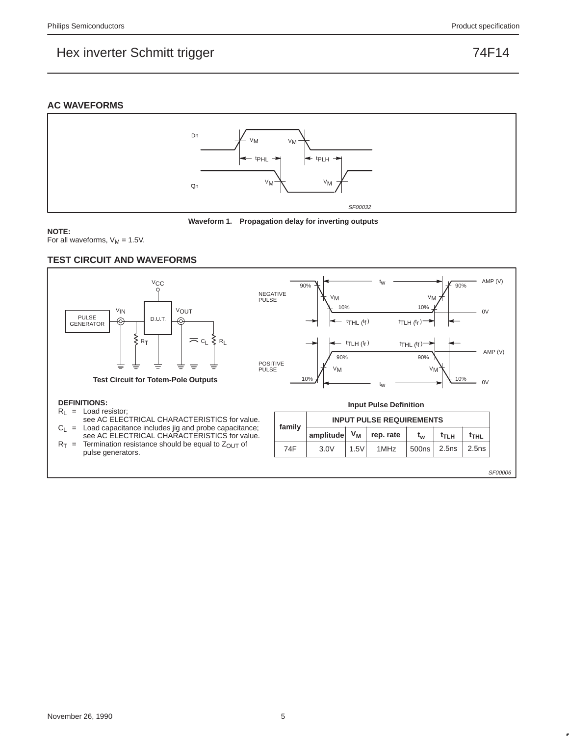## AC WAVEFORMS

Waveform 1. Propagation delay for inverting outputs

**NOTE:**
For all waveforms, $V_M = 1.5V$.

## TEST CIRCUIT AND WAVEFORMS

Test Circuit for Totem-Pole Outputs

**DEFINITIONS:**

- $R_L$ = Load resistor; see AC ELECTRICAL CHARACTERISTICS for value.
- $C_L$ = Load capacitance includes jig and probe capacitance; see AC ELECTRICAL CHARACTERISTICS for value.
- $R_T$ = Termination resistance should be equal to $Z_{OUT}$ of pulse generators.

Input Pulse Definition

| family | INPUT PULSE REQUIREMENTS | | | | | |
|---|---|---|---|---|---|---|
| | amplitude | $V_M$ | rep. rate | $t_w$ | $t_{TLH}$ | $t_{THL}$ |
| 74F | 3.0V | 1.5V | 1MHz | 500ns | 2.5ns | 2.5ns |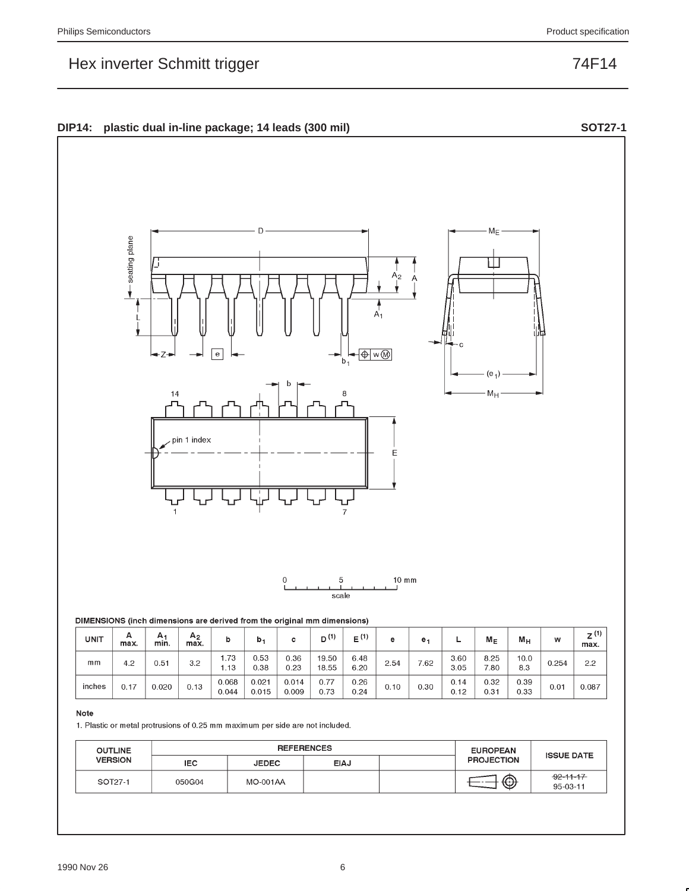## DIP14: plastic dual in-line package; 14 leads (300 mil) — SOT27-1

DIMENSIONS (inch dimensions are derived from the original mm dimensions)

| UNIT | A max. | $A_1$ min. | $A_2$ max. | b | $b_1$ | c | $D^{(1)}$ | $E^{(1)}$ | e | $e_1$ | L | $M_E$ | $M_H$ | w | $Z^{(1)}$ max. |
|---|---|---|---|---|---|---|---|---|---|---|---|---|---|---|---|
| mm | 4.2 | 0.51 | 3.2 | 1.73<br>1.13 | 0.53<br>0.38 | 0.36<br>0.23 | 19.50<br>18.55 | 6.48<br>6.20 | 2.54 | 7.62 | 3.60<br>3.05 | 8.25<br>7.80 | 10.0<br>8.3 | 0.254 | 2.2 |
| inches | 0.17 | 0.020 | 0.13 | 0.068<br>0.044 | 0.021<br>0.015 | 0.014<br>0.009 | 0.77<br>0.73 | 0.26<br>0.24 | 0.10 | 0.30 | 0.14<br>0.12 | 0.32<br>0.31 | 0.39<br>0.33 | 0.01 | 0.087 |

**Note**

1. Plastic or metal protrusions of 0.25 mm maximum per side are not included.

| OUTLINE VERSION | REFERENCES | | | | EUROPEAN PROJECTION | ISSUE DATE |
|---|---|---|---|---|---|---|
| | IEC | JEDEC | EIAJ | | | |
| SOT27-1 | 050G04 | MO-001AA | | | | ~~92-11-17~~<br>95-03-11 |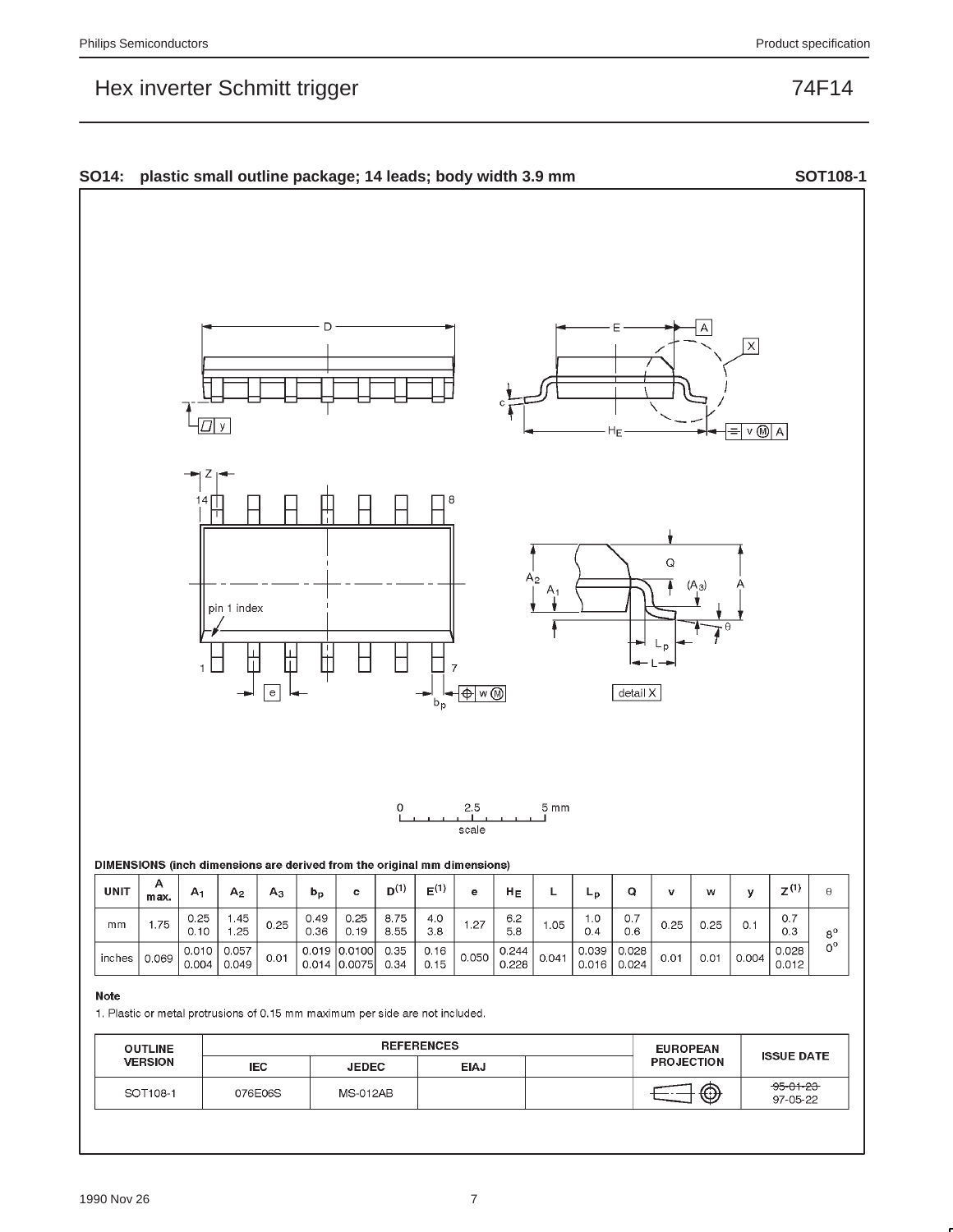## SO14: plastic small outline package; 14 leads; body width 3.9 mm — SOT108-1

DIMENSIONS (inch dimensions are derived from the original mm dimensions)

| UNIT | A max. | $A_1$ | $A_2$ | $A_3$ | $b_p$ | c | $D^{(1)}$ | $E^{(1)}$ | e | $H_E$ | L | $L_p$ | Q | v | w | y | $Z^{(1)}$ | θ |
|---|---|---|---|---|---|---|---|---|---|---|---|---|---|---|---|---|---|---|
| mm | 1.75 | 0.25<br>0.10 | 1.45<br>1.25 | 0.25 | 0.49<br>0.36 | 0.25<br>0.19 | 8.75<br>8.55 | 4.0<br>3.8 | 1.27 | 6.2<br>5.8 | 1.05 | 1.0<br>0.4 | 0.7<br>0.6 | 0.25 | 0.25 | 0.1 | 0.7<br>0.3 | 8°<br>0° |
| inches | 0.069 | 0.010<br>0.004 | 0.057<br>0.049 | 0.01 | 0.019<br>0.014 | 0.0100<br>0.0075 | 0.35<br>0.34 | 0.16<br>0.15 | 0.050 | 0.244<br>0.228 | 0.041 | 0.039<br>0.016 | 0.028<br>0.024 | 0.01 | 0.01 | 0.004 | 0.028<br>0.012 | |

**Note**

1. Plastic or metal protrusions of 0.15 mm maximum per side are not included.

| OUTLINE VERSION | REFERENCES | | | | EUROPEAN PROJECTION | ISSUE DATE |
|---|---|---|---|---|---|---|
| | IEC | JEDEC | EIAJ | | | |
| SOT108-1 | 076E06S | MS-012AB | | | | ~~95-01-23~~<br>97-05-22 |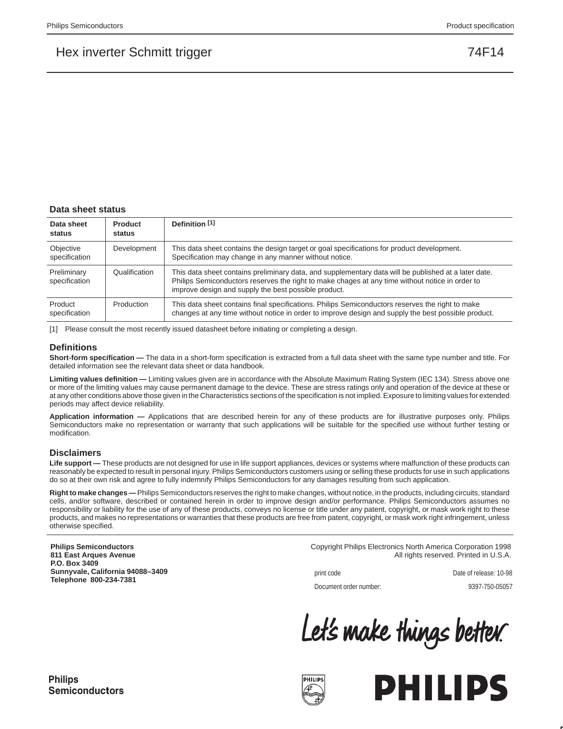## Data sheet status

| Data sheet status | Product status | Definition [1] |
|---|---|---|
| Objective specification | Development | This data sheet contains the design target or goal specifications for product development. Specification may change in any manner without notice. |
| Preliminary specification | Qualification | This data sheet contains preliminary data, and supplementary data will be published at a later date. Philips Semiconductors reserves the right to make chages at any time without notice in order to improve design and supply the best possible product. |
| Product specification | Production | This data sheet contains final specifications. Philips Semiconductors reserves the right to make changes at any time without notice in order to improve design and supply the best possible product. |

[1] Please consult the most recently issued datasheet before initiating or completing a design.

## Definitions

**Short-form specification —** The data in a short-form specification is extracted from a full data sheet with the same type number and title. For detailed information see the relevant data sheet or data handbook.

**Limiting values definition —** Limiting values given are in accordance with the Absolute Maximum Rating System (IEC 134). Stress above one or more of the limiting values may cause permanent damage to the device. These are stress ratings only and operation of the device at these or at any other conditions above those given in the Characteristics sections of the specification is not implied. Exposure to limiting values for extended periods may affect device reliability.

**Application information —** Applications that are described herein for any of these products are for illustrative purposes only. Philips Semiconductors make no representation or warranty that such applications will be suitable for the specified use without further testing or modification.

## Disclaimers

**Life support —** These products are not designed for use in life support appliances, devices or systems where malfunction of these products can reasonably be expected to result in personal injury. Philips Semiconductors customers using or selling these products for use in such applications do so at their own risk and agree to fully indemnify Philips Semiconductors for any damages resulting from such application.

**Right to make changes —** Philips Semiconductors reserves the right to make changes, without notice, in the products, including circuits, standard cells, and/or software, described or contained herein in order to improve design and/or performance. Philips Semiconductors assumes no responsibility or liability for the use of any of these products, conveys no license or title under any patent, copyright, or mask work right to these products, and makes no representations or warranties that these products are free from patent, copyright, or mask work right infringement, unless otherwise specified.

**Philips Semiconductors**
**811 East Arques Avenue**
**P.O. Box 3409**
**Sunnyvale, California 94088–3409**
**Telephone 800-234-7381**

Copyright Philips Electronics North America Corporation 1998
All rights reserved. Printed in U.S.A.

print code Date of release: 10-98

Document order number: 9397-750-05057

Let's make things better.

**Philips Semiconductors**

**PHILIPS**